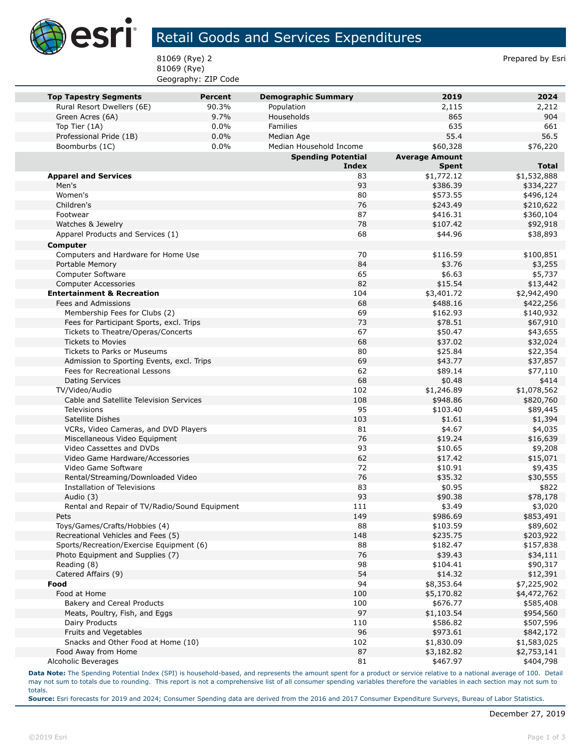# Retail Goods and Services Expenditures

81069 (Rye) 2
81069 (Rye)
Geography: ZIP Code

Prepared by Esri

| Top Tapestry Segments | Percent | Demographic Summary | 2019 | 2024 |
|---|---|---|---|---|
| Rural Resort Dwellers (6E) | 90.3% | Population | 2,115 | 2,212 |
| Green Acres (6A) | 9.7% | Households | 865 | 904 |
| Top Tier (1A) | 0.0% | Families | 635 | 661 |
| Professional Pride (1B) | 0.0% | Median Age | 55.4 | 56.5 |
| Boomburbs (1C) | 0.0% | Median Household Income | $60,328 | $76,220 |

| | Spending Potential Index | Average Amount Spent | Total |
|---|---|---|---|
| **Apparel and Services** | 83 | $1,772.12 | $1,532,888 |
| Men's | 93 | $386.39 | $334,227 |
| Women's | 80 | $573.55 | $496,124 |
| Children's | 76 | $243.49 | $210,622 |
| Footwear | 87 | $416.31 | $360,104 |
| Watches & Jewelry | 78 | $107.42 | $92,918 |
| Apparel Products and Services (1) | 68 | $44.96 | $38,893 |
| **Computer** | | | |
| Computers and Hardware for Home Use | 70 | $116.59 | $100,851 |
| Portable Memory | 84 | $3.76 | $3,255 |
| Computer Software | 65 | $6.63 | $5,737 |
| Computer Accessories | 82 | $15.54 | $13,442 |
| **Entertainment & Recreation** | 104 | $3,401.72 | $2,942,490 |
| Fees and Admissions | 68 | $488.16 | $422,256 |
| Membership Fees for Clubs (2) | 69 | $162.93 | $140,932 |
| Fees for Participant Sports, excl. Trips | 73 | $78.51 | $67,910 |
| Tickets to Theatre/Operas/Concerts | 67 | $50.47 | $43,655 |
| Tickets to Movies | 68 | $37.02 | $32,024 |
| Tickets to Parks or Museums | 80 | $25.84 | $22,354 |
| Admission to Sporting Events, excl. Trips | 69 | $43.77 | $37,857 |
| Fees for Recreational Lessons | 62 | $89.14 | $77,110 |
| Dating Services | 68 | $0.48 | $414 |
| TV/Video/Audio | 102 | $1,246.89 | $1,078,562 |
| Cable and Satellite Television Services | 108 | $948.86 | $820,760 |
| Televisions | 95 | $103.40 | $89,445 |
| Satellite Dishes | 103 | $1.61 | $1,394 |
| VCRs, Video Cameras, and DVD Players | 81 | $4.67 | $4,035 |
| Miscellaneous Video Equipment | 76 | $19.24 | $16,639 |
| Video Cassettes and DVDs | 93 | $10.65 | $9,208 |
| Video Game Hardware/Accessories | 62 | $17.42 | $15,071 |
| Video Game Software | 72 | $10.91 | $9,435 |
| Rental/Streaming/Downloaded Video | 76 | $35.32 | $30,555 |
| Installation of Televisions | 83 | $0.95 | $822 |
| Audio (3) | 93 | $90.38 | $78,178 |
| Rental and Repair of TV/Radio/Sound Equipment | 111 | $3.49 | $3,020 |
| Pets | 149 | $986.69 | $853,491 |
| Toys/Games/Crafts/Hobbies (4) | 88 | $103.59 | $89,602 |
| Recreational Vehicles and Fees (5) | 148 | $235.75 | $203,922 |
| Sports/Recreation/Exercise Equipment (6) | 88 | $182.47 | $157,838 |
| Photo Equipment and Supplies (7) | 76 | $39.43 | $34,111 |
| Reading (8) | 98 | $104.41 | $90,317 |
| Catered Affairs (9) | 54 | $14.32 | $12,391 |
| **Food** | 94 | $8,353.64 | $7,225,902 |
| Food at Home | 100 | $5,170.82 | $4,472,762 |
| Bakery and Cereal Products | 100 | $676.77 | $585,408 |
| Meats, Poultry, Fish, and Eggs | 97 | $1,103.54 | $954,560 |
| Dairy Products | 110 | $586.82 | $507,596 |
| Fruits and Vegetables | 96 | $973.61 | $842,172 |
| Snacks and Other Food at Home (10) | 102 | $1,830.09 | $1,583,025 |
| Food Away from Home | 87 | $3,182.82 | $2,753,141 |
| Alcoholic Beverages | 81 | $467.97 | $404,798 |

**Data Note:** The Spending Potential Index (SPI) is household-based, and represents the amount spent for a product or service relative to a national average of 100. Detail may not sum to totals due to rounding. This report is not a comprehensive list of all consumer spending variables therefore the variables in each section may not sum to totals.

**Source:** Esri forecasts for 2019 and 2024; Consumer Spending data are derived from the 2016 and 2017 Consumer Expenditure Surveys, Bureau of Labor Statistics.

December 27, 2019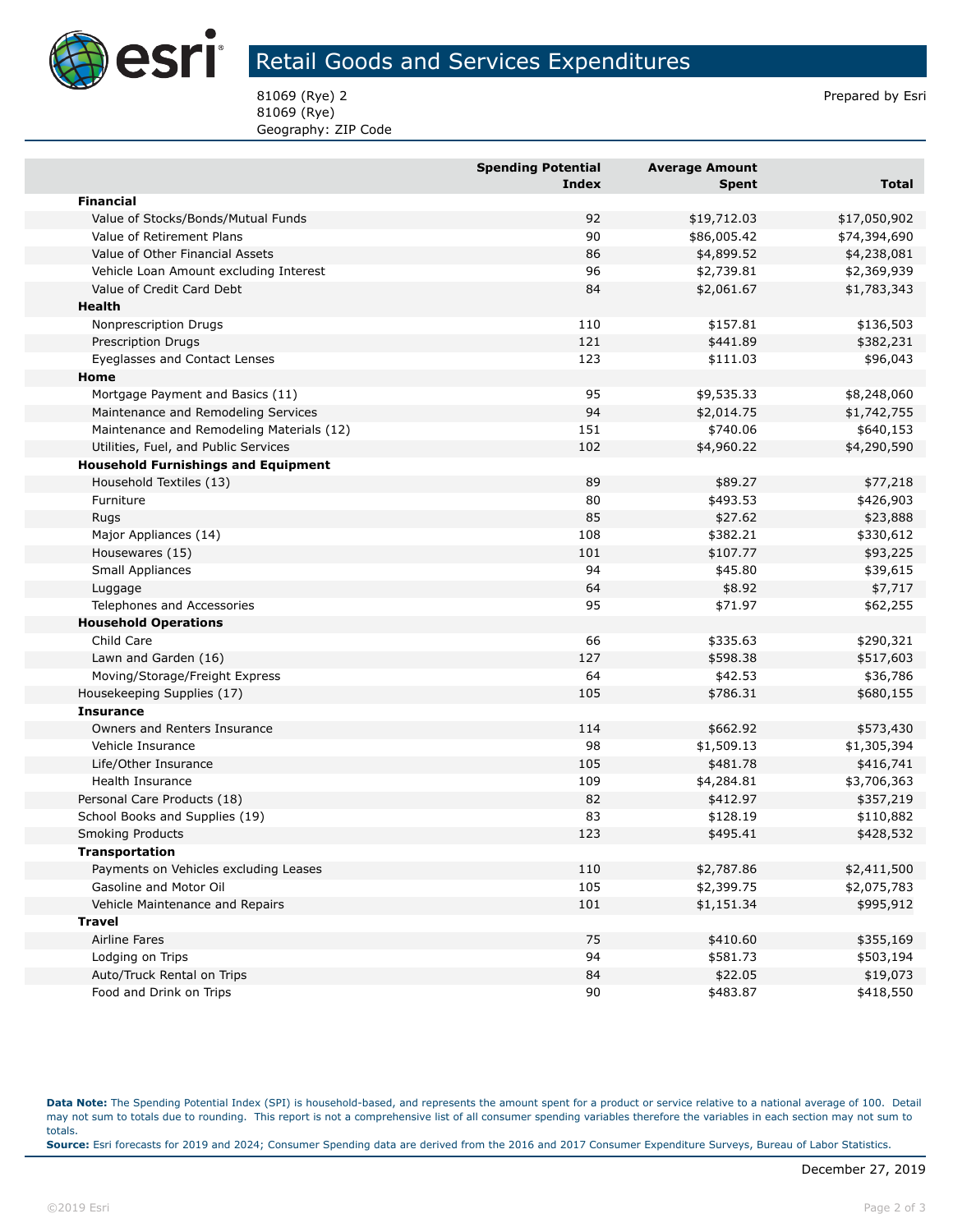# Retail Goods and Services Expenditures

81069 (Rye) 2
81069 (Rye)
Geography: ZIP Code

Prepared by Esri

| | Spending Potential Index | Average Amount Spent | Total |
|---|---|---|---|
| **Financial** | | | |
| Value of Stocks/Bonds/Mutual Funds | 92 | $19,712.03 | $17,050,902 |
| Value of Retirement Plans | 90 | $86,005.42 | $74,394,690 |
| Value of Other Financial Assets | 86 | $4,899.52 | $4,238,081 |
| Vehicle Loan Amount excluding Interest | 96 | $2,739.81 | $2,369,939 |
| Value of Credit Card Debt | 84 | $2,061.67 | $1,783,343 |
| **Health** | | | |
| Nonprescription Drugs | 110 | $157.81 | $136,503 |
| Prescription Drugs | 121 | $441.89 | $382,231 |
| Eyeglasses and Contact Lenses | 123 | $111.03 | $96,043 |
| **Home** | | | |
| Mortgage Payment and Basics (11) | 95 | $9,535.33 | $8,248,060 |
| Maintenance and Remodeling Services | 94 | $2,014.75 | $1,742,755 |
| Maintenance and Remodeling Materials (12) | 151 | $740.06 | $640,153 |
| Utilities, Fuel, and Public Services | 102 | $4,960.22 | $4,290,590 |
| **Household Furnishings and Equipment** | | | |
| Household Textiles (13) | 89 | $89.27 | $77,218 |
| Furniture | 80 | $493.53 | $426,903 |
| Rugs | 85 | $27.62 | $23,888 |
| Major Appliances (14) | 108 | $382.21 | $330,612 |
| Housewares (15) | 101 | $107.77 | $93,225 |
| Small Appliances | 94 | $45.80 | $39,615 |
| Luggage | 64 | $8.92 | $7,717 |
| Telephones and Accessories | 95 | $71.97 | $62,255 |
| **Household Operations** | | | |
| Child Care | 66 | $335.63 | $290,321 |
| Lawn and Garden (16) | 127 | $598.38 | $517,603 |
| Moving/Storage/Freight Express | 64 | $42.53 | $36,786 |
| Housekeeping Supplies (17) | 105 | $786.31 | $680,155 |
| **Insurance** | | | |
| Owners and Renters Insurance | 114 | $662.92 | $573,430 |
| Vehicle Insurance | 98 | $1,509.13 | $1,305,394 |
| Life/Other Insurance | 105 | $481.78 | $416,741 |
| Health Insurance | 109 | $4,284.81 | $3,706,363 |
| Personal Care Products (18) | 82 | $412.97 | $357,219 |
| School Books and Supplies (19) | 83 | $128.19 | $110,882 |
| Smoking Products | 123 | $495.41 | $428,532 |
| **Transportation** | | | |
| Payments on Vehicles excluding Leases | 110 | $2,787.86 | $2,411,500 |
| Gasoline and Motor Oil | 105 | $2,399.75 | $2,075,783 |
| Vehicle Maintenance and Repairs | 101 | $1,151.34 | $995,912 |
| **Travel** | | | |
| Airline Fares | 75 | $410.60 | $355,169 |
| Lodging on Trips | 94 | $581.73 | $503,194 |
| Auto/Truck Rental on Trips | 84 | $22.05 | $19,073 |
| Food and Drink on Trips | 90 | $483.87 | $418,550 |

**Data Note:** The Spending Potential Index (SPI) is household-based, and represents the amount spent for a product or service relative to a national average of 100. Detail may not sum to totals due to rounding. This report is not a comprehensive list of all consumer spending variables therefore the variables in each section may not sum to totals.
**Source:** Esri forecasts for 2019 and 2024; Consumer Spending data are derived from the 2016 and 2017 Consumer Expenditure Surveys, Bureau of Labor Statistics.

December 27, 2019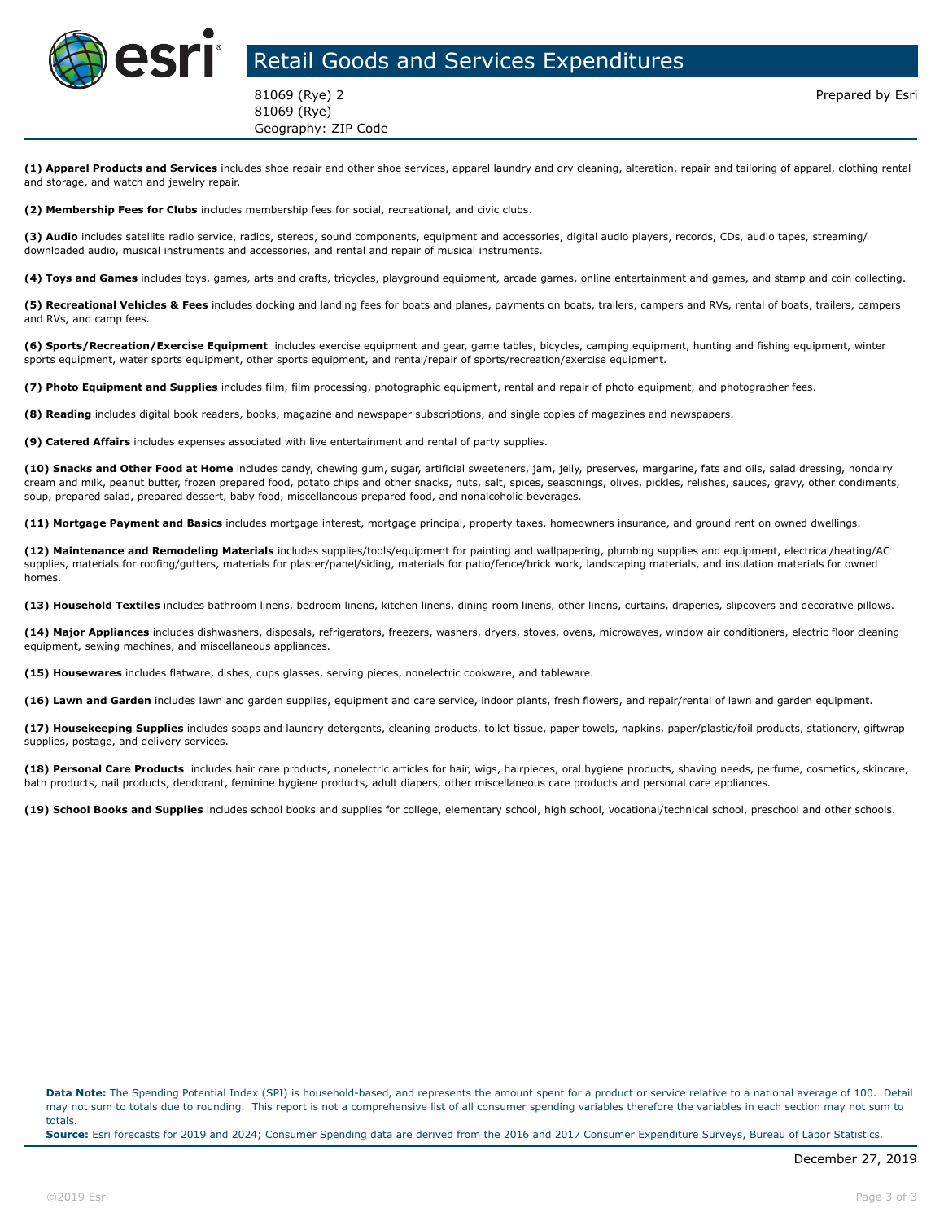# Retail Goods and Services Expenditures

81069 (Rye) 2
81069 (Rye)
Geography: ZIP Code

Prepared by Esri

**(1) Apparel Products and Services** includes shoe repair and other shoe services, apparel laundry and dry cleaning, alteration, repair and tailoring of apparel, clothing rental and storage, and watch and jewelry repair.

**(2) Membership Fees for Clubs** includes membership fees for social, recreational, and civic clubs.

**(3) Audio** includes satellite radio service, radios, stereos, sound components, equipment and accessories, digital audio players, records, CDs, audio tapes, streaming/downloaded audio, musical instruments and accessories, and rental and repair of musical instruments.

**(4) Toys and Games** includes toys, games, arts and crafts, tricycles, playground equipment, arcade games, online entertainment and games, and stamp and coin collecting.

**(5) Recreational Vehicles & Fees** includes docking and landing fees for boats and planes, payments on boats, trailers, campers and RVs, rental of boats, trailers, campers and RVs, and camp fees.

**(6) Sports/Recreation/Exercise Equipment** includes exercise equipment and gear, game tables, bicycles, camping equipment, hunting and fishing equipment, winter sports equipment, water sports equipment, other sports equipment, and rental/repair of sports/recreation/exercise equipment.

**(7) Photo Equipment and Supplies** includes film, film processing, photographic equipment, rental and repair of photo equipment, and photographer fees.

**(8) Reading** includes digital book readers, books, magazine and newspaper subscriptions, and single copies of magazines and newspapers.

**(9) Catered Affairs** includes expenses associated with live entertainment and rental of party supplies.

**(10) Snacks and Other Food at Home** includes candy, chewing gum, sugar, artificial sweeteners, jam, jelly, preserves, margarine, fats and oils, salad dressing, nondairy cream and milk, peanut butter, frozen prepared food, potato chips and other snacks, nuts, salt, spices, seasonings, olives, pickles, relishes, sauces, gravy, other condiments, soup, prepared salad, prepared dessert, baby food, miscellaneous prepared food, and nonalcoholic beverages.

**(11) Mortgage Payment and Basics** includes mortgage interest, mortgage principal, property taxes, homeowners insurance, and ground rent on owned dwellings.

**(12) Maintenance and Remodeling Materials** includes supplies/tools/equipment for painting and wallpapering, plumbing supplies and equipment, electrical/heating/AC supplies, materials for roofing/gutters, materials for plaster/panel/siding, materials for patio/fence/brick work, landscaping materials, and insulation materials for owned homes.

**(13) Household Textiles** includes bathroom linens, bedroom linens, kitchen linens, dining room linens, other linens, curtains, draperies, slipcovers and decorative pillows.

**(14) Major Appliances** includes dishwashers, disposals, refrigerators, freezers, washers, dryers, stoves, ovens, microwaves, window air conditioners, electric floor cleaning equipment, sewing machines, and miscellaneous appliances.

**(15) Housewares** includes flatware, dishes, cups glasses, serving pieces, nonelectric cookware, and tableware.

**(16) Lawn and Garden** includes lawn and garden supplies, equipment and care service, indoor plants, fresh flowers, and repair/rental of lawn and garden equipment.

**(17) Housekeeping Supplies** includes soaps and laundry detergents, cleaning products, toilet tissue, paper towels, napkins, paper/plastic/foil products, stationery, giftwrap supplies, postage, and delivery services.

**(18) Personal Care Products** includes hair care products, nonelectric articles for hair, wigs, hairpieces, oral hygiene products, shaving needs, perfume, cosmetics, skincare, bath products, nail products, deodorant, feminine hygiene products, adult diapers, other miscellaneous care products and personal care appliances.

**(19) School Books and Supplies** includes school books and supplies for college, elementary school, high school, vocational/technical school, preschool and other schools.

**Data Note:** The Spending Potential Index (SPI) is household-based, and represents the amount spent for a product or service relative to a national average of 100. Detail may not sum to totals due to rounding. This report is not a comprehensive list of all consumer spending variables therefore the variables in each section may not sum to totals.
**Source:** Esri forecasts for 2019 and 2024; Consumer Spending data are derived from the 2016 and 2017 Consumer Expenditure Surveys, Bureau of Labor Statistics.

December 27, 2019

©2019 Esri